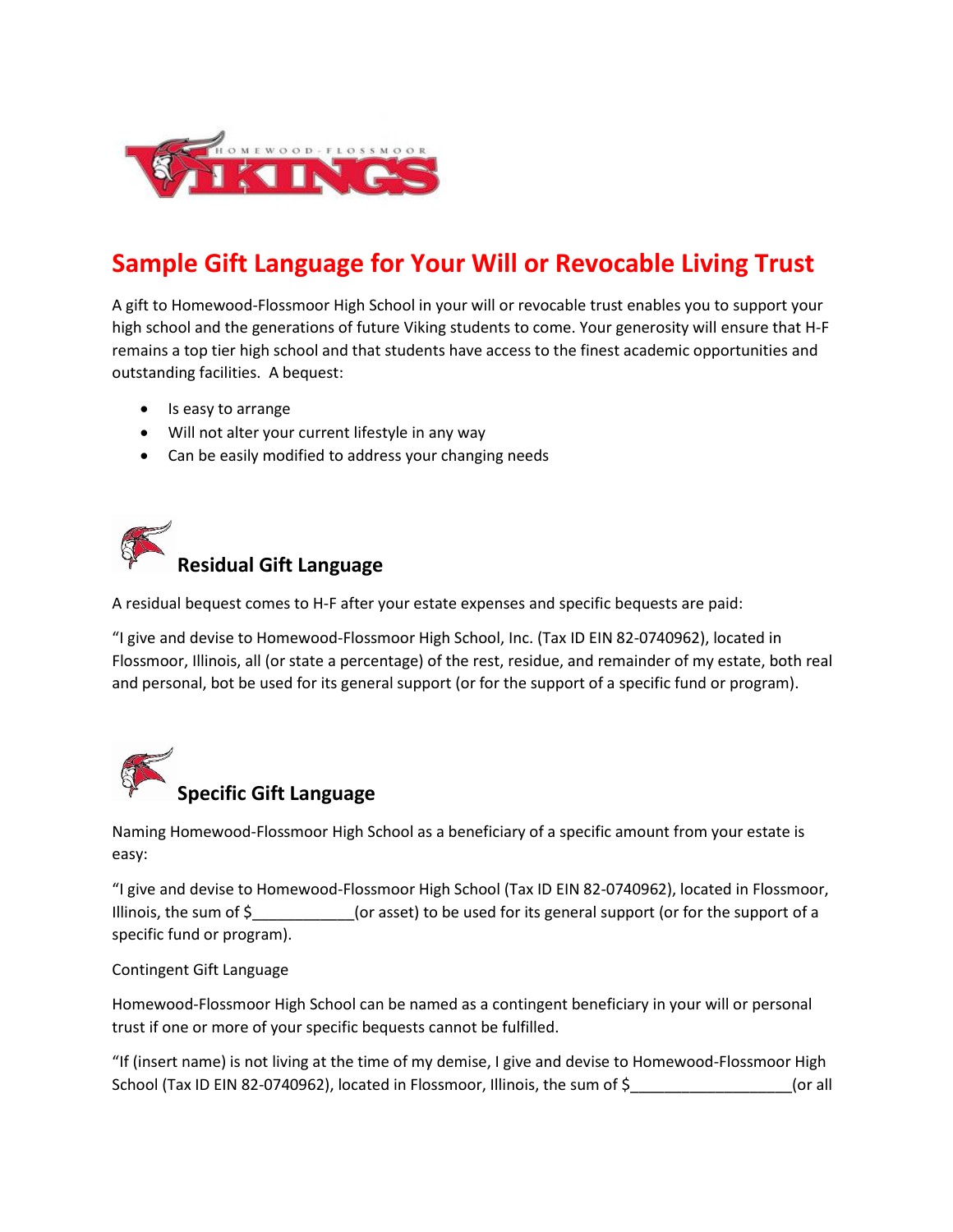# Sample Gift Language for Your Will or Revocable Living Trust

A gift to Homewood-Flossmoor High School in your will or revocable trust enables you to support your high school and the generations of future Viking students to come. Your generosity will ensure that H-F remains a top tier high school and that students have access to the finest academic opportunities and outstanding facilities. A bequest:

- Is easy to arrange
- Will not alter your current lifestyle in any way
- Can be easily modified to address your changing needs

## Residual Gift Language

A residual bequest comes to H-F after your estate expenses and specific bequests are paid:

"I give and devise to Homewood-Flossmoor High School, Inc. (Tax ID EIN 82-0740962), located in Flossmoor, Illinois, all (or state a percentage) of the rest, residue, and remainder of my estate, both real and personal, bot be used for its general support (or for the support of a specific fund or program).

## Specific Gift Language

Naming Homewood-Flossmoor High School as a beneficiary of a specific amount from your estate is easy:

"I give and devise to Homewood-Flossmoor High School (Tax ID EIN 82-0740962), located in Flossmoor, Illinois, the sum of $____________(or asset) to be used for its general support (or for the support of a specific fund or program).

Contingent Gift Language

Homewood-Flossmoor High School can be named as a contingent beneficiary in your will or personal trust if one or more of your specific bequests cannot be fulfilled.

"If (insert name) is not living at the time of my demise, I give and devise to Homewood-Flossmoor High School (Tax ID EIN 82-0740962), located in Flossmoor, Illinois, the sum of $___________________(or all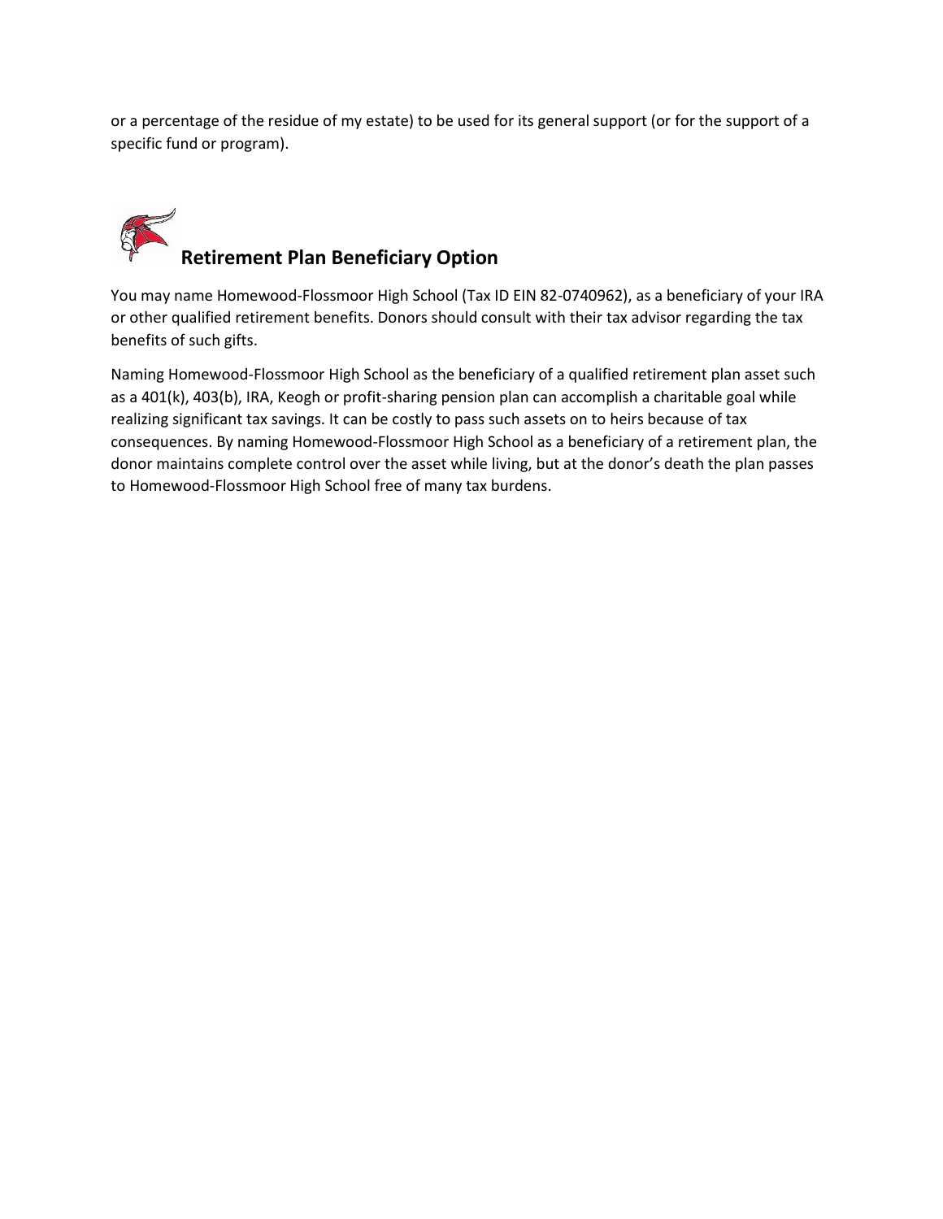or a percentage of the residue of my estate) to be used for its general support (or for the support of a specific fund or program).

## Retirement Plan Beneficiary Option

You may name Homewood-Flossmoor High School (Tax ID EIN 82-0740962), as a beneficiary of your IRA or other qualified retirement benefits. Donors should consult with their tax advisor regarding the tax benefits of such gifts.

Naming Homewood-Flossmoor High School as the beneficiary of a qualified retirement plan asset such as a 401(k), 403(b), IRA, Keogh or profit-sharing pension plan can accomplish a charitable goal while realizing significant tax savings. It can be costly to pass such assets on to heirs because of tax consequences. By naming Homewood-Flossmoor High School as a beneficiary of a retirement plan, the donor maintains complete control over the asset while living, but at the donor's death the plan passes to Homewood-Flossmoor High School free of many tax burdens.